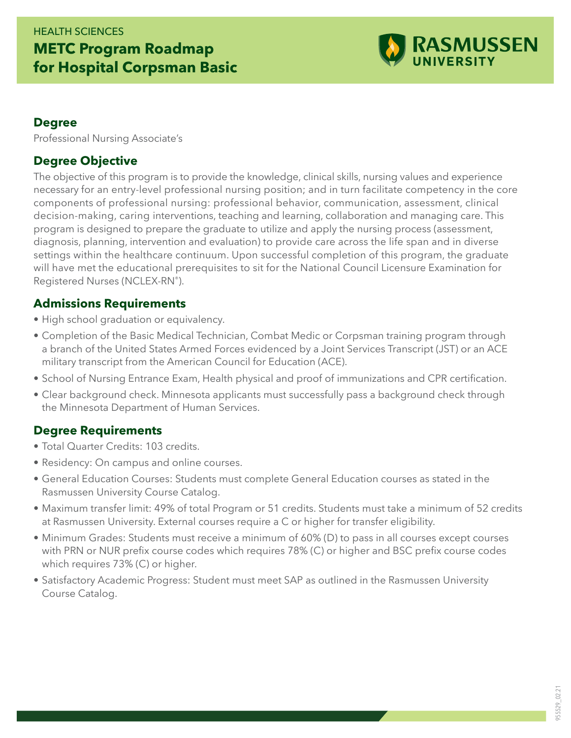HEALTH SCIENCES

# METC Program Roadmap for Hospital Corpsman Basic

RASMUSSEN UNIVERSITY

## Degree

Professional Nursing Associate's

## Degree Objective

The objective of this program is to provide the knowledge, clinical skills, nursing values and experience necessary for an entry-level professional nursing position; and in turn facilitate competency in the core components of professional nursing: professional behavior, communication, assessment, clinical decision-making, caring interventions, teaching and learning, collaboration and managing care. This program is designed to prepare the graduate to utilize and apply the nursing process (assessment, diagnosis, planning, intervention and evaluation) to provide care across the life span and in diverse settings within the healthcare continuum. Upon successful completion of this program, the graduate will have met the educational prerequisites to sit for the National Council Licensure Examination for Registered Nurses (NCLEX-RN®).

## Admissions Requirements

- High school graduation or equivalency.
- Completion of the Basic Medical Technician, Combat Medic or Corpsman training program through a branch of the United States Armed Forces evidenced by a Joint Services Transcript (JST) or an ACE military transcript from the American Council for Education (ACE).
- School of Nursing Entrance Exam, Health physical and proof of immunizations and CPR certification.
- Clear background check. Minnesota applicants must successfully pass a background check through the Minnesota Department of Human Services.

## Degree Requirements

- Total Quarter Credits: 103 credits.
- Residency: On campus and online courses.
- General Education Courses: Students must complete General Education courses as stated in the Rasmussen University Course Catalog.
- Maximum transfer limit: 49% of total Program or 51 credits. Students must take a minimum of 52 credits at Rasmussen University. External courses require a C or higher for transfer eligibility.
- Minimum Grades: Students must receive a minimum of 60% (D) to pass in all courses except courses with PRN or NUR prefix course codes which requires 78% (C) or higher and BSC prefix course codes which requires 73% (C) or higher.
- Satisfactory Academic Progress: Student must meet SAP as outlined in the Rasmussen University Course Catalog.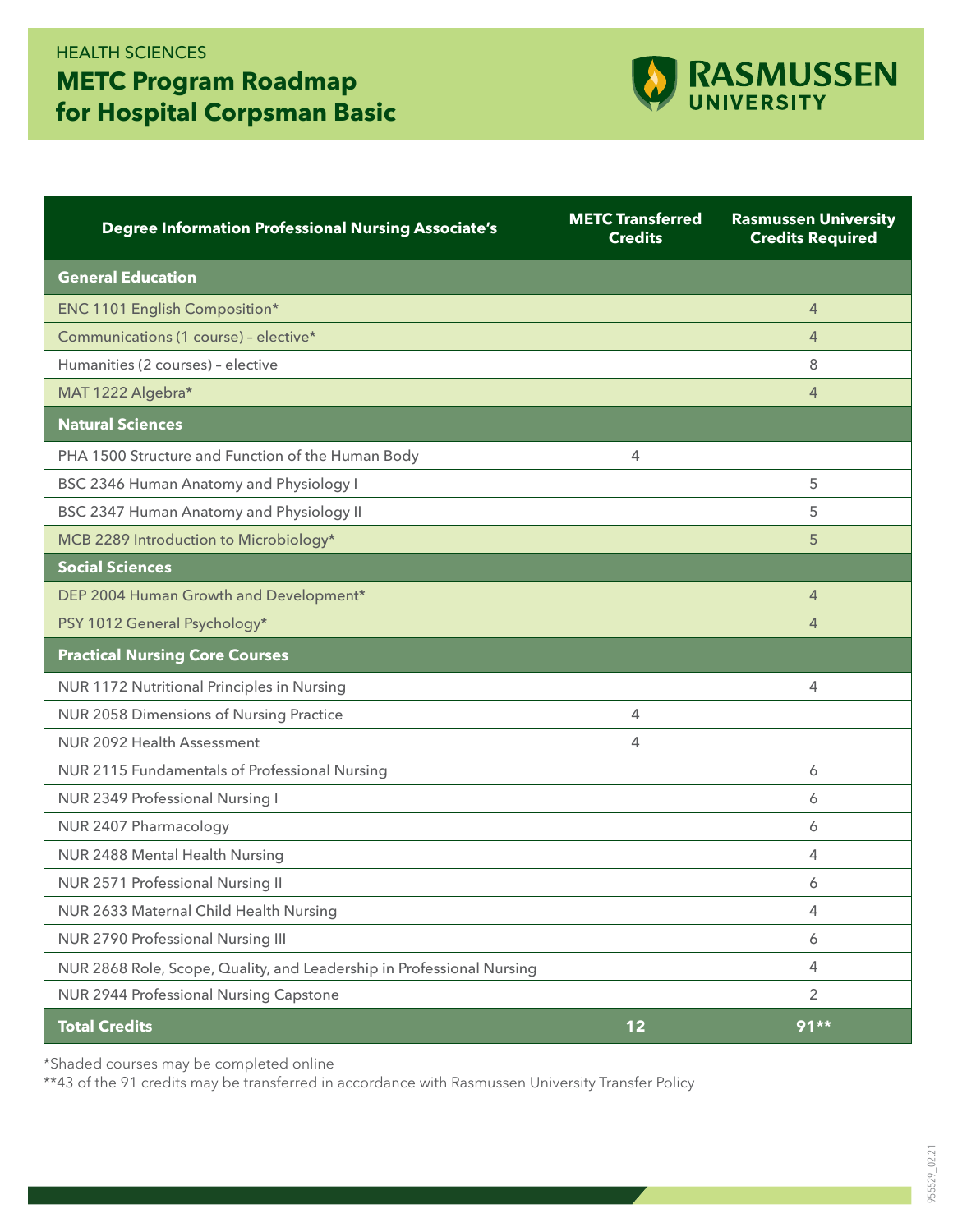HEALTH SCIENCES

# METC Program Roadmap for Hospital Corpsman Basic

RASMUSSEN UNIVERSITY

| Degree Information Professional Nursing Associate's | METC Transferred Credits | Rasmussen University Credits Required |
|---|---|---|
| **General Education** | | |
| ENC 1101 English Composition* | | 4 |
| Communications (1 course) – elective* | | 4 |
| Humanities (2 courses) – elective | | 8 |
| MAT 1222 Algebra* | | 4 |
| **Natural Sciences** | | |
| PHA 1500 Structure and Function of the Human Body | 4 | |
| BSC 2346 Human Anatomy and Physiology I | | 5 |
| BSC 2347 Human Anatomy and Physiology II | | 5 |
| MCB 2289 Introduction to Microbiology* | | 5 |
| **Social Sciences** | | |
| DEP 2004 Human Growth and Development* | | 4 |
| PSY 1012 General Psychology* | | 4 |
| **Practical Nursing Core Courses** | | |
| NUR 1172 Nutritional Principles in Nursing | | 4 |
| NUR 2058 Dimensions of Nursing Practice | 4 | |
| NUR 2092 Health Assessment | 4 | |
| NUR 2115 Fundamentals of Professional Nursing | | 6 |
| NUR 2349 Professional Nursing I | | 6 |
| NUR 2407 Pharmacology | | 6 |
| NUR 2488 Mental Health Nursing | | 4 |
| NUR 2571 Professional Nursing II | | 6 |
| NUR 2633 Maternal Child Health Nursing | | 4 |
| NUR 2790 Professional Nursing III | | 6 |
| NUR 2868 Role, Scope, Quality, and Leadership in Professional Nursing | | 4 |
| NUR 2944 Professional Nursing Capstone | | 2 |
| **Total Credits** | **12** | **91**** |

*Shaded courses may be completed online

**43 of the 91 credits may be transferred in accordance with Rasmussen University Transfer Policy